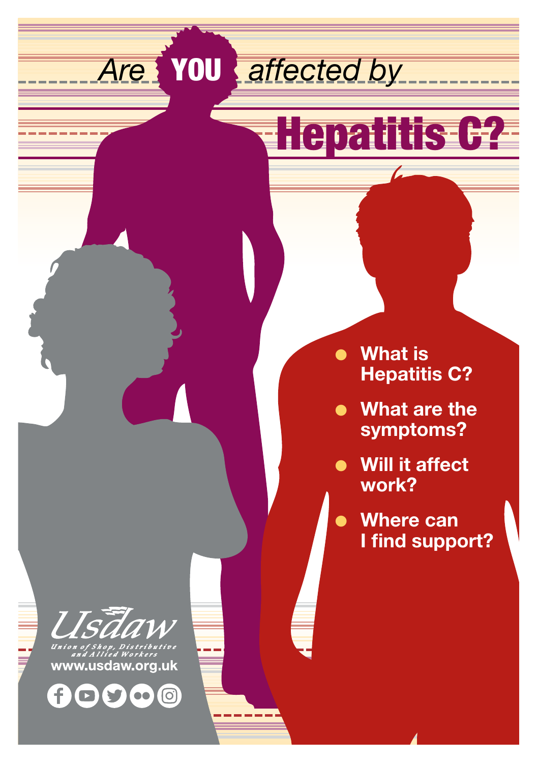# *Are* **YOU** *affected by* Hepatitis C?

- **What is Hepatitis C?**
- **What are the symptoms?**
- **Will it affect work?**
- **Where can I find support?**

Usdaw

*Union of Shop, Distributive and Allied Workers*

**www.usdaw.org.uk**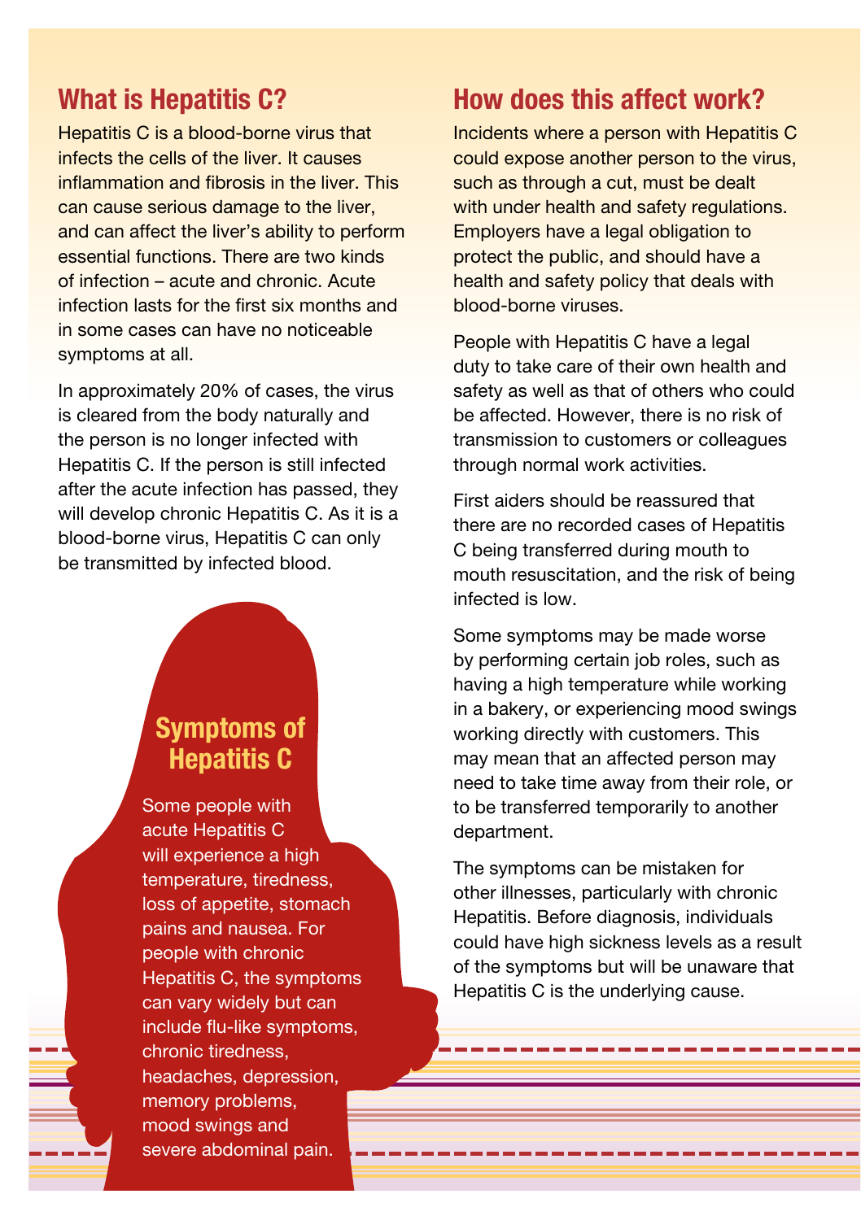## What is Hepatitis C?

Hepatitis C is a blood-borne virus that infects the cells of the liver. It causes inflammation and fibrosis in the liver. This can cause serious damage to the liver, and can affect the liver's ability to perform essential functions. There are two kinds of infection – acute and chronic. Acute infection lasts for the first six months and in some cases can have no noticeable symptoms at all.

In approximately 20% of cases, the virus is cleared from the body naturally and the person is no longer infected with Hepatitis C. If the person is still infected after the acute infection has passed, they will develop chronic Hepatitis C. As it is a blood-borne virus, Hepatitis C can only be transmitted by infected blood.

### Symptoms of Hepatitis C

Some people with acute Hepatitis C will experience a high temperature, tiredness, loss of appetite, stomach pains and nausea. For people with chronic Hepatitis C, the symptoms can vary widely but can include flu-like symptoms, chronic tiredness, headaches, depression, memory problems, mood swings and severe abdominal pain.

## How does this affect work?

Incidents where a person with Hepatitis C could expose another person to the virus, such as through a cut, must be dealt with under health and safety regulations. Employers have a legal obligation to protect the public, and should have a health and safety policy that deals with blood-borne viruses.

People with Hepatitis C have a legal duty to take care of their own health and safety as well as that of others who could be affected. However, there is no risk of transmission to customers or colleagues through normal work activities.

First aiders should be reassured that there are no recorded cases of Hepatitis C being transferred during mouth to mouth resuscitation, and the risk of being infected is low.

Some symptoms may be made worse by performing certain job roles, such as having a high temperature while working in a bakery, or experiencing mood swings working directly with customers. This may mean that an affected person may need to take time away from their role, or to be transferred temporarily to another department.

The symptoms can be mistaken for other illnesses, particularly with chronic Hepatitis. Before diagnosis, individuals could have high sickness levels as a result of the symptoms but will be unaware that Hepatitis C is the underlying cause.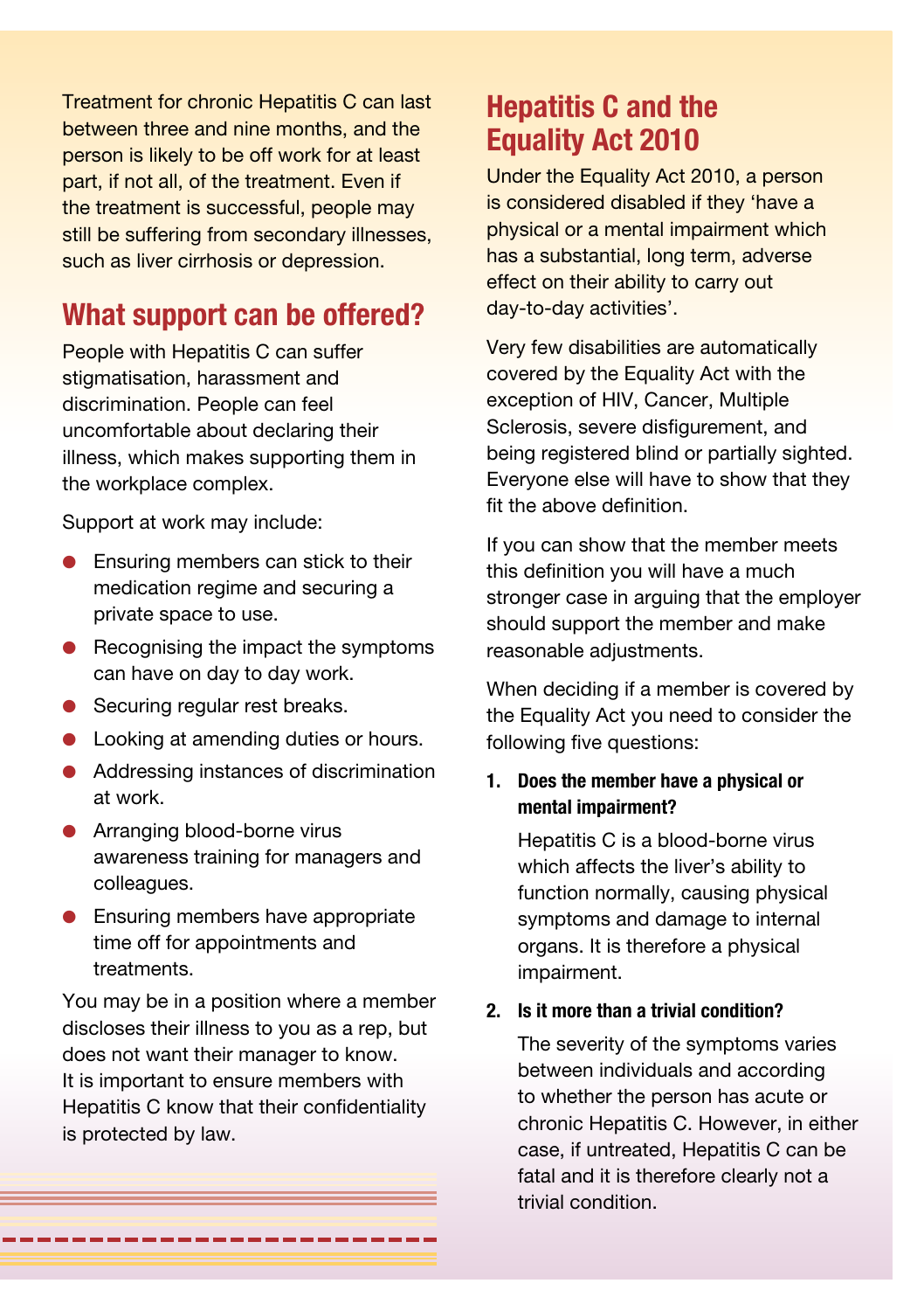Treatment for chronic Hepatitis C can last between three and nine months, and the person is likely to be off work for at least part, if not all, of the treatment. Even if the treatment is successful, people may still be suffering from secondary illnesses, such as liver cirrhosis or depression.

## What support can be offered?

People with Hepatitis C can suffer stigmatisation, harassment and discrimination. People can feel uncomfortable about declaring their illness, which makes supporting them in the workplace complex.

Support at work may include:

- Ensuring members can stick to their medication regime and securing a private space to use.
- Recognising the impact the symptoms can have on day to day work.
- Securing regular rest breaks.
- Looking at amending duties or hours.
- Addressing instances of discrimination at work.
- Arranging blood-borne virus awareness training for managers and colleagues.
- Ensuring members have appropriate time off for appointments and treatments.

You may be in a position where a member discloses their illness to you as a rep, but does not want their manager to know. It is important to ensure members with Hepatitis C know that their confidentiality is protected by law.

## Hepatitis C and the Equality Act 2010

Under the Equality Act 2010, a person is considered disabled if they 'have a physical or a mental impairment which has a substantial, long term, adverse effect on their ability to carry out day-to-day activities'.

Very few disabilities are automatically covered by the Equality Act with the exception of HIV, Cancer, Multiple Sclerosis, severe disfigurement, and being registered blind or partially sighted. Everyone else will have to show that they fit the above definition.

If you can show that the member meets this definition you will have a much stronger case in arguing that the employer should support the member and make reasonable adjustments.

When deciding if a member is covered by the Equality Act you need to consider the following five questions:

1. **Does the member have a physical or mental impairment?**

   Hepatitis C is a blood-borne virus which affects the liver's ability to function normally, causing physical symptoms and damage to internal organs. It is therefore a physical impairment.

2. **Is it more than a trivial condition?**

   The severity of the symptoms varies between individuals and according to whether the person has acute or chronic Hepatitis C. However, in either case, if untreated, Hepatitis C can be fatal and it is therefore clearly not a trivial condition.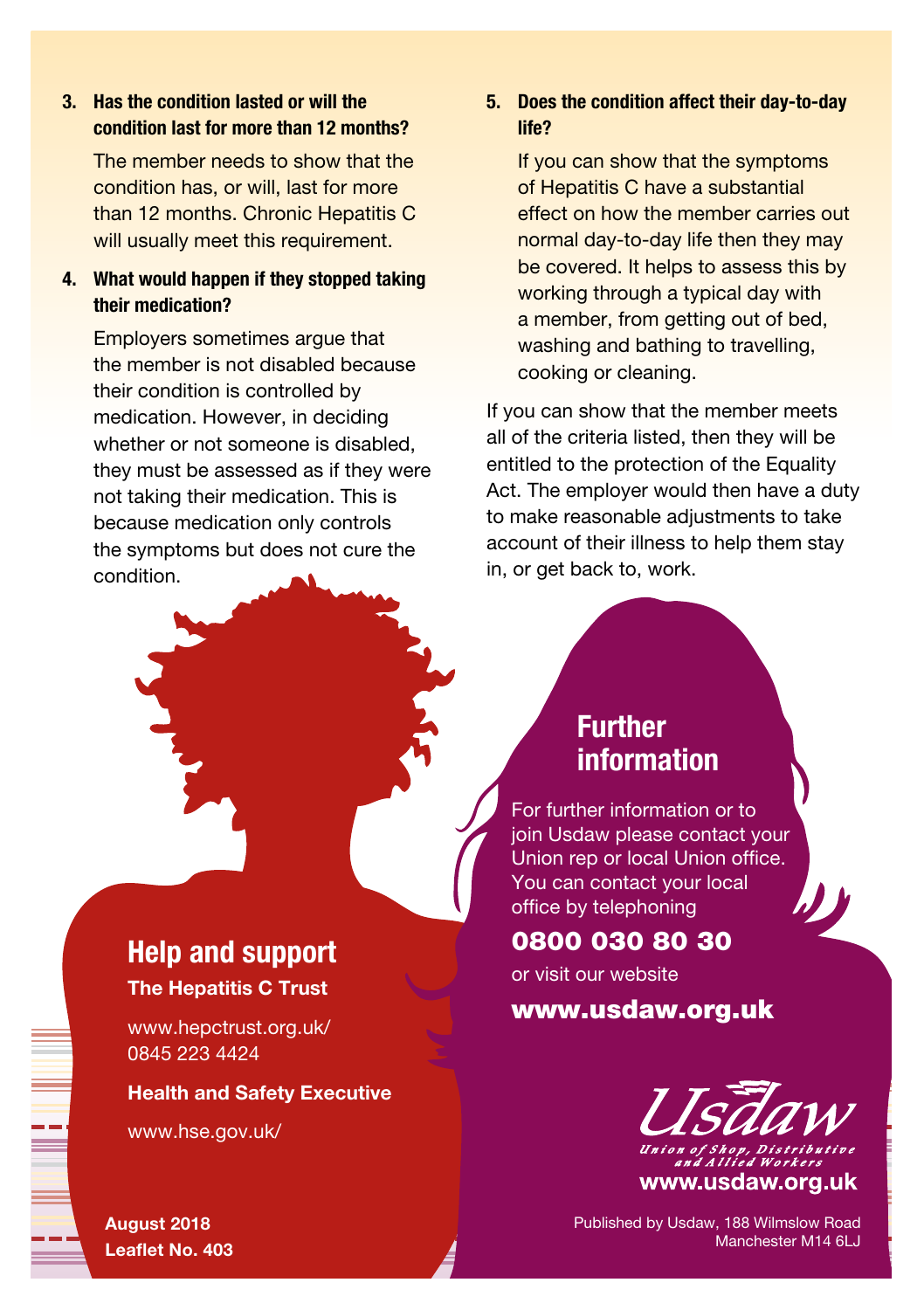3. **Has the condition lasted or will the condition last for more than 12 months?**

   The member needs to show that the condition has, or will, last for more than 12 months. Chronic Hepatitis C will usually meet this requirement.

4. **What would happen if they stopped taking their medication?**

   Employers sometimes argue that the member is not disabled because their condition is controlled by medication. However, in deciding whether or not someone is disabled, they must be assessed as if they were not taking their medication. This is because medication only controls the symptoms but does not cure the condition.

5. **Does the condition affect their day-to-day life?**

   If you can show that the symptoms of Hepatitis C have a substantial effect on how the member carries out normal day-to-day life then they may be covered. It helps to assess this by working through a typical day with a member, from getting out of bed, washing and bathing to travelling, cooking or cleaning.

If you can show that the member meets all of the criteria listed, then they will be entitled to the protection of the Equality Act. The employer would then have a duty to make reasonable adjustments to take account of their illness to help them stay in, or get back to, work.

## Help and support

**The Hepatitis C Trust**

www.hepctrust.org.uk/
0845 223 4424

**Health and Safety Executive**

www.hse.gov.uk/

**August 2018**
**Leaflet No. 403**

## Further information

For further information or to join Usdaw please contact your Union rep or local Union office. You can contact your local office by telephoning

**0800 030 80 30**

or visit our website

**www.usdaw.org.uk**

Usdaw
Union of Shop, Distributive and Allied Workers
**www.usdaw.org.uk**

Published by Usdaw, 188 Wilmslow Road Manchester M14 6LJ